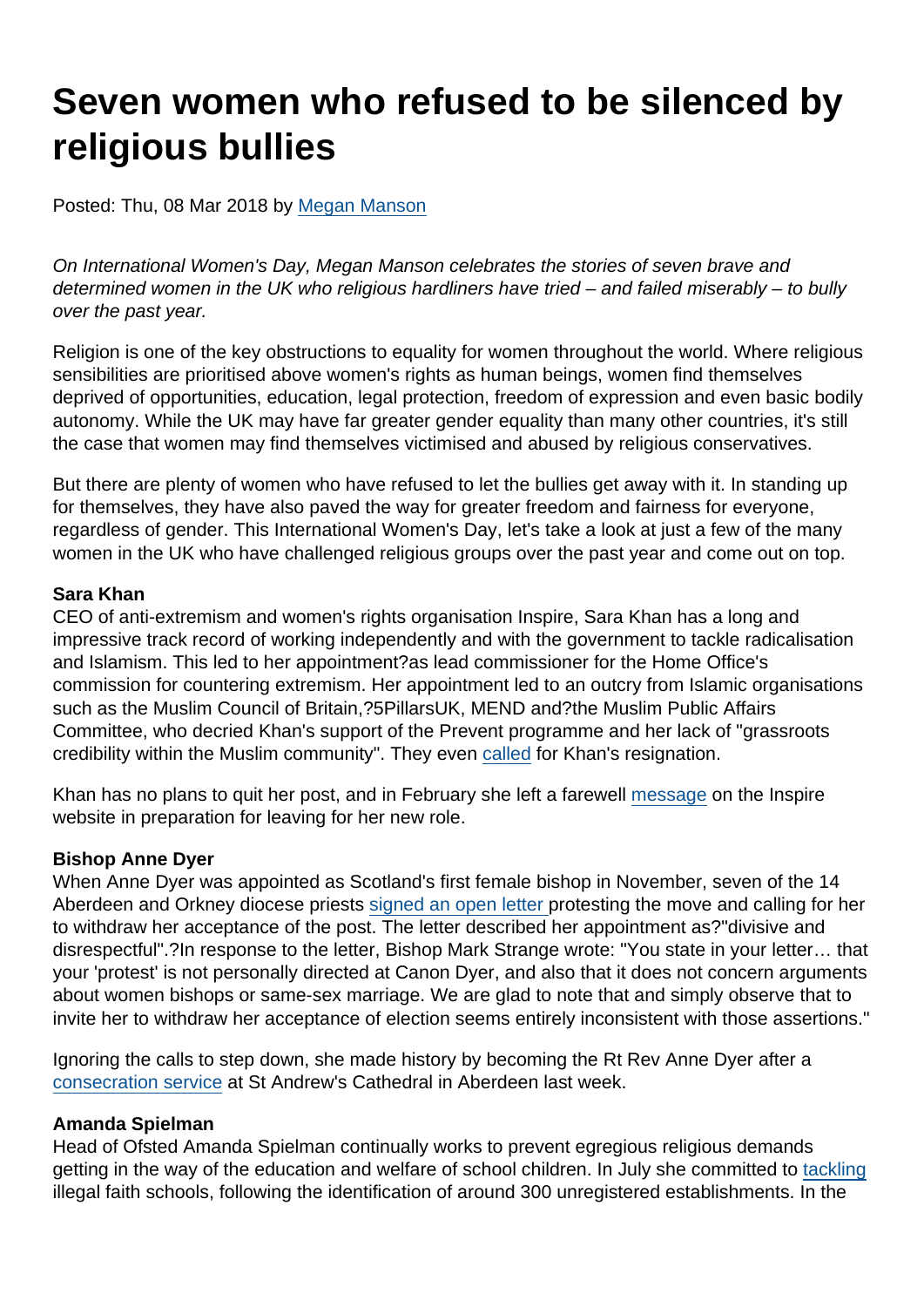# Seven women who refused to be silenced by religious bullies

Posted: Thu, 08 Mar 2018 by Megan Manson

*On International Women's Day, Megan Manson celebrates the stories of seven brave and determined women in the UK who religious hardliners have tried – and failed miserably – to bully over the past year.*

Religion is one of the key obstructions to equality for women throughout the world. Where religious sensibilities are prioritised above women's rights as human beings, women find themselves deprived of opportunities, education, legal protection, freedom of expression and even basic bodily autonomy. While the UK may have far greater gender equality than many other countries, it's still the case that women may find themselves victimised and abused by religious conservatives.

But there are plenty of women who have refused to let the bullies get away with it. In standing up for themselves, they have also paved the way for greater freedom and fairness for everyone, regardless of gender. This International Women's Day, let's take a look at just a few of the many women in the UK who have challenged religious groups over the past year and come out on top.

**Sara Khan**
CEO of anti-extremism and women's rights organisation Inspire, Sara Khan has a long and impressive track record of working independently and with the government to tackle radicalisation and Islamism. This led to her appointment?as lead commissioner for the Home Office's commission for countering extremism. Her appointment led to an outcry from Islamic organisations such as the Muslim Council of Britain,?5PillarsUK, MEND and?the Muslim Public Affairs Committee, who decried Khan's support of the Prevent programme and her lack of "grassroots credibility within the Muslim community". They even called for Khan's resignation.

Khan has no plans to quit her post, and in February she left a farewell message on the Inspire website in preparation for leaving for her new role.

**Bishop Anne Dyer**
When Anne Dyer was appointed as Scotland's first female bishop in November, seven of the 14 Aberdeen and Orkney diocese priests signed an open letter protesting the move and calling for her to withdraw her acceptance of the post. The letter described her appointment as?"divisive and disrespectful".?In response to the letter, Bishop Mark Strange wrote: "You state in your letter… that your 'protest' is not personally directed at Canon Dyer, and also that it does not concern arguments about women bishops or same-sex marriage. We are glad to note that and simply observe that to invite her to withdraw her acceptance of election seems entirely inconsistent with those assertions."

Ignoring the calls to step down, she made history by becoming the Rt Rev Anne Dyer after a consecration service at St Andrew's Cathedral in Aberdeen last week.

**Amanda Spielman**
Head of Ofsted Amanda Spielman continually works to prevent egregious religious demands getting in the way of the education and welfare of school children. In July she committed to tackling illegal faith schools, following the identification of around 300 unregistered establishments. In the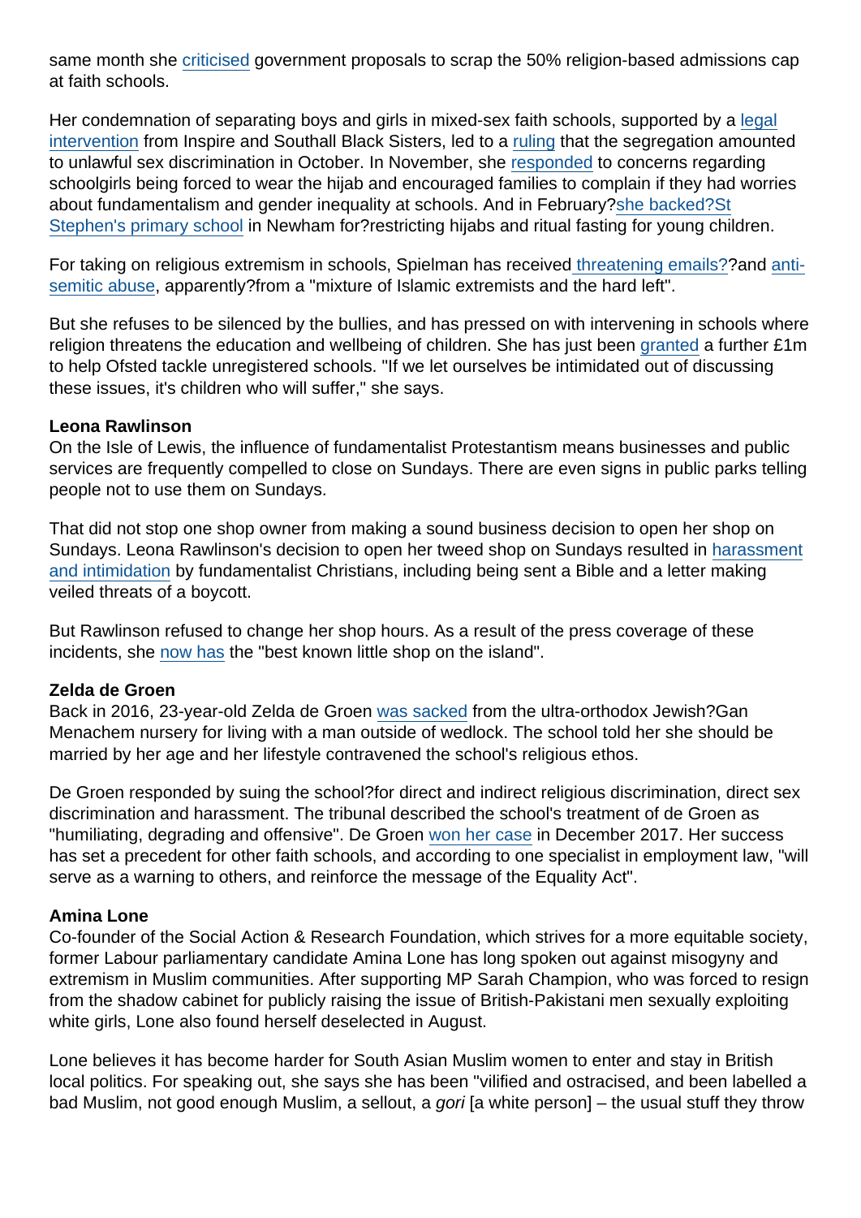same month she criticised government proposals to scrap the 50% religion-based admissions cap at faith schools.

Her condemnation of separating boys and girls in mixed-sex faith schools, supported by a legal intervention from Inspire and Southall Black Sisters, led to a ruling that the segregation amounted to unlawful sex discrimination in October. In November, she responded to concerns regarding schoolgirls being forced to wear the hijab and encouraged families to complain if they had worries about fundamentalism and gender inequality at schools. And in February?she backed?St Stephen's primary school in Newham for?restricting hijabs and ritual fasting for young children.

For taking on religious extremism in schools, Spielman has received threatening emails??and anti-semitic abuse, apparently?from a "mixture of Islamic extremists and the hard left".

But she refuses to be silenced by the bullies, and has pressed on with intervening in schools where religion threatens the education and wellbeing of children. She has just been granted a further £1m to help Ofsted tackle unregistered schools. "If we let ourselves be intimidated out of discussing these issues, it's children who will suffer," she says.

**Leona Rawlinson**
On the Isle of Lewis, the influence of fundamentalist Protestantism means businesses and public services are frequently compelled to close on Sundays. There are even signs in public parks telling people not to use them on Sundays.

That did not stop one shop owner from making a sound business decision to open her shop on Sundays. Leona Rawlinson's decision to open her tweed shop on Sundays resulted in harassment and intimidation by fundamentalist Christians, including being sent a Bible and a letter making veiled threats of a boycott.

But Rawlinson refused to change her shop hours. As a result of the press coverage of these incidents, she now has the "best known little shop on the island".

**Zelda de Groen**
Back in 2016, 23-year-old Zelda de Groen was sacked from the ultra-orthodox Jewish?Gan Menachem nursery for living with a man outside of wedlock. The school told her she should be married by her age and her lifestyle contravened the school's religious ethos.

De Groen responded by suing the school?for direct and indirect religious discrimination, direct sex discrimination and harassment. The tribunal described the school's treatment of de Groen as "humiliating, degrading and offensive". De Groen won her case in December 2017. Her success has set a precedent for other faith schools, and according to one specialist in employment law, "will serve as a warning to others, and reinforce the message of the Equality Act".

**Amina Lone**
Co-founder of the Social Action & Research Foundation, which strives for a more equitable society, former Labour parliamentary candidate Amina Lone has long spoken out against misogyny and extremism in Muslim communities. After supporting MP Sarah Champion, who was forced to resign from the shadow cabinet for publicly raising the issue of British-Pakistani men sexually exploiting white girls, Lone also found herself deselected in August.

Lone believes it has become harder for South Asian Muslim women to enter and stay in British local politics. For speaking out, she says she has been "vilified and ostracised, and been labelled a bad Muslim, not good enough Muslim, a sellout, a *gori* [a white person] – the usual stuff they throw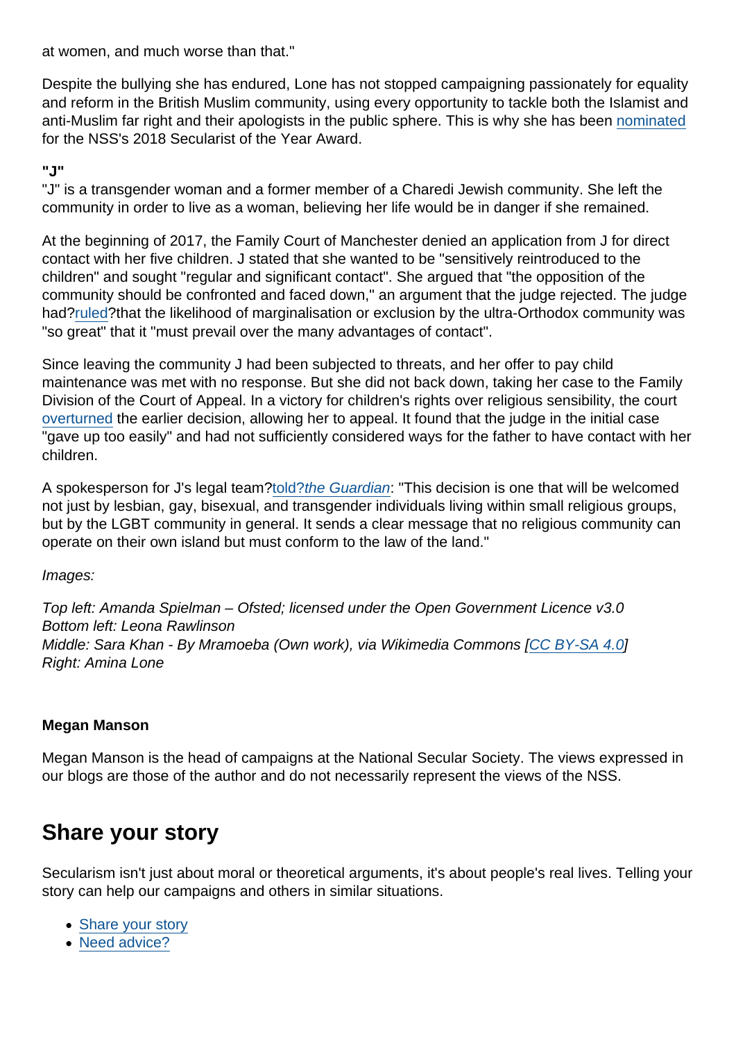at women, and much worse than that."

Despite the bullying she has endured, Lone has not stopped campaigning passionately for equality and reform in the British Muslim community, using every opportunity to tackle both the Islamist and anti-Muslim far right and their apologists in the public sphere. This is why she has been nominated for the NSS's 2018 Secularist of the Year Award.

**"J"**

"J" is a transgender woman and a former member of a Charedi Jewish community. She left the community in order to live as a woman, believing her life would be in danger if she remained.

At the beginning of 2017, the Family Court of Manchester denied an application from J for direct contact with her five children. J stated that she wanted to be "sensitively reintroduced to the children" and sought "regular and significant contact". She argued that "the opposition of the community should be confronted and faced down," an argument that the judge rejected. The judge had?ruled?that the likelihood of marginalisation or exclusion by the ultra-Orthodox community was "so great" that it "must prevail over the many advantages of contact".

Since leaving the community J had been subjected to threats, and her offer to pay child maintenance was met with no response. But she did not back down, taking her case to the Family Division of the Court of Appeal. In a victory for children's rights over religious sensibility, the court overturned the earlier decision, allowing her to appeal. It found that the judge in the initial case "gave up too easily" and had not sufficiently considered ways for the father to have contact with her children.

A spokesperson for J's legal team?told?*the Guardian*: "This decision is one that will be welcomed not just by lesbian, gay, bisexual, and transgender individuals living within small religious groups, but by the LGBT community in general. It sends a clear message that no religious community can operate on their own island but must conform to the law of the land."

*Images:*

*Top left: Amanda Spielman – Ofsted; licensed under the Open Government Licence v3.0*
*Bottom left: Leona Rawlinson*
*Middle: Sara Khan - By Mramoeba (Own work), via Wikimedia Commons [CC BY-SA 4.0]*
*Right: Amina Lone*

**Megan Manson**

Megan Manson is the head of campaigns at the National Secular Society. The views expressed in our blogs are those of the author and do not necessarily represent the views of the NSS.

## Share your story

Secularism isn't just about moral or theoretical arguments, it's about people's real lives. Telling your story can help our campaigns and others in similar situations.

- Share your story
- Need advice?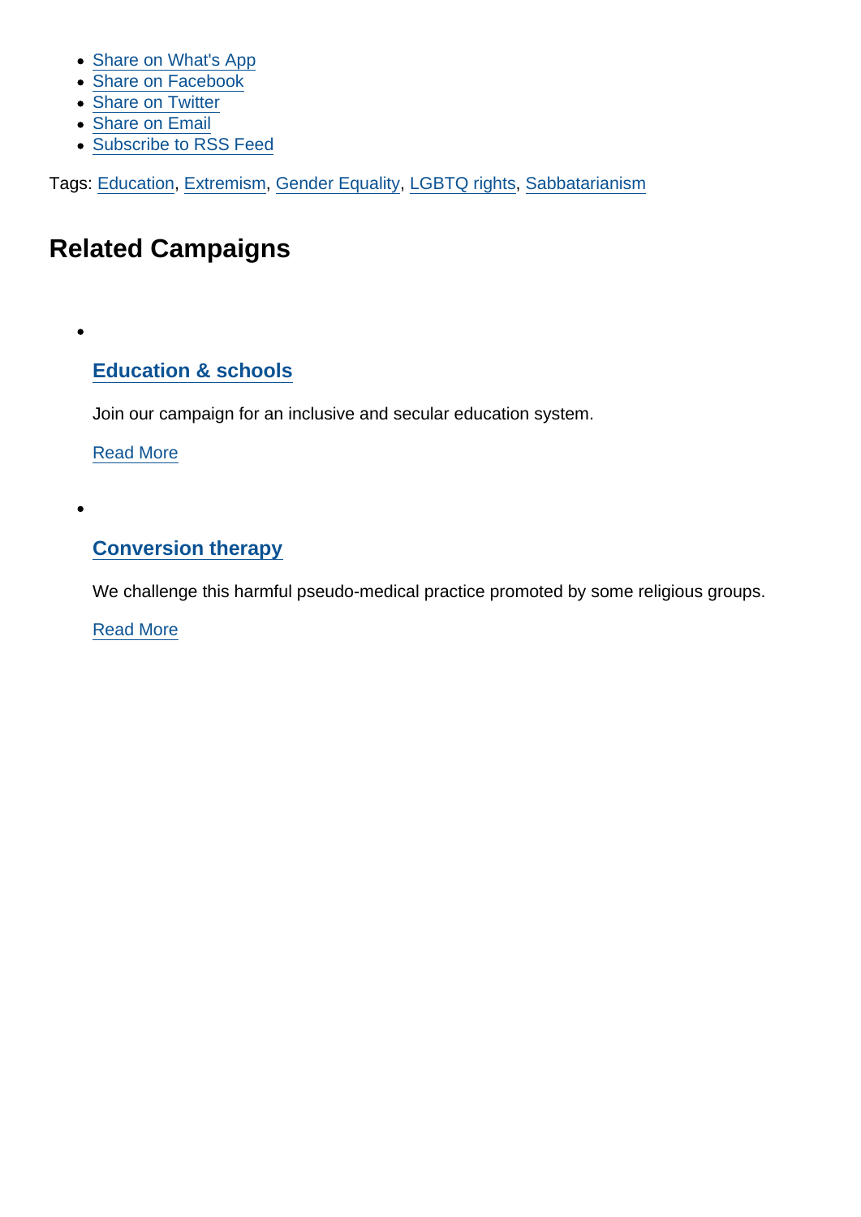- Share on What's App
- Share on Facebook
- Share on Twitter
- Share on Email
- Subscribe to RSS Feed

Tags: Education, Extremism, Gender Equality, LGBTQ rights, Sabbatarianism

## Related Campaigns

- ### Education & schools

  Join our campaign for an inclusive and secular education system.

  Read More

- ### Conversion therapy

  We challenge this harmful pseudo-medical practice promoted by some religious groups.

  Read More